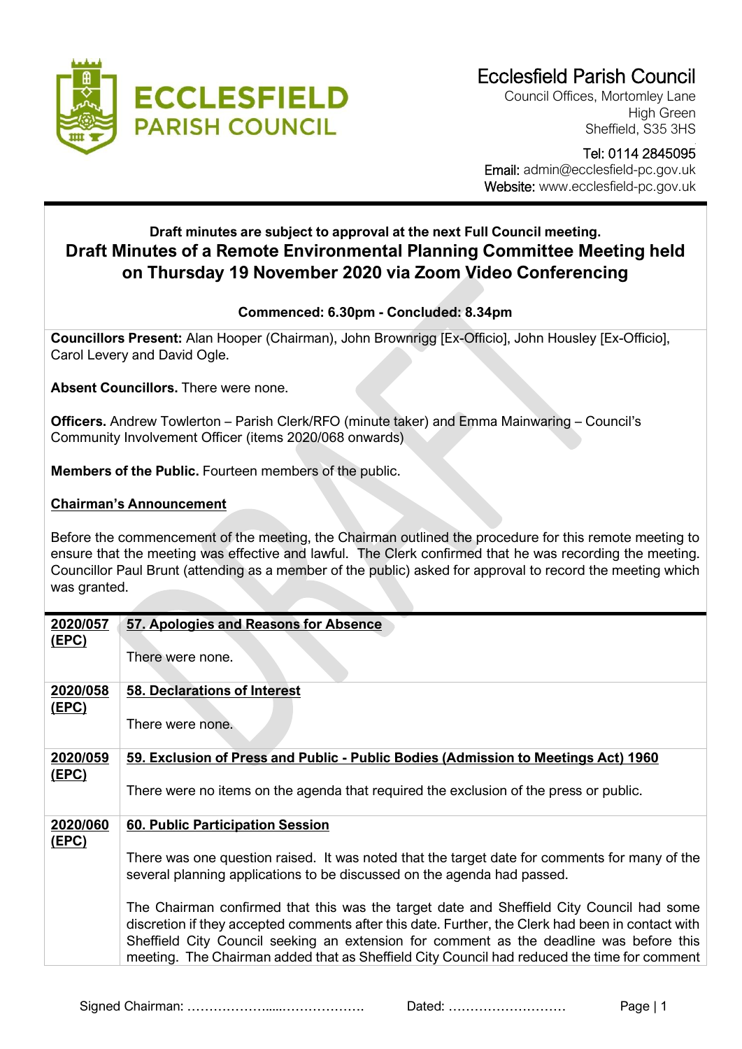# Ecclesfield Parish Council

Council Offices, Mortomley Lane
High Green
Sheffield, S35 3HS

Tel: 0114 2845095
Email: admin@ecclesfield-pc.gov.uk
Website: www.ecclesfield-pc.gov.uk

**Draft minutes are subject to approval at the next Full Council meeting.**

## Draft Minutes of a Remote Environmental Planning Committee Meeting held on Thursday 19 November 2020 via Zoom Video Conferencing

**Commenced: 6.30pm - Concluded: 8.34pm**

**Councillors Present:** Alan Hooper (Chairman), John Brownrigg [Ex-Officio], John Housley [Ex-Officio], Carol Levery and David Ogle.

**Absent Councillors.** There were none.

**Officers.** Andrew Towlerton – Parish Clerk/RFO (minute taker) and Emma Mainwaring – Council's Community Involvement Officer (items 2020/068 onwards)

**Members of the Public.** Fourteen members of the public.

**Chairman's Announcement**

Before the commencement of the meeting, the Chairman outlined the procedure for this remote meeting to ensure that the meeting was effective and lawful. The Clerk confirmed that he was recording the meeting. Councillor Paul Brunt (attending as a member of the public) asked for approval to record the meeting which was granted.

| | |
|---|---|
| **2020/057 (EPC)** | **57. Apologies and Reasons for Absence**<br><br>There were none. |
| **2020/058 (EPC)** | **58. Declarations of Interest**<br><br>There were none. |
| **2020/059 (EPC)** | **59. Exclusion of Press and Public - Public Bodies (Admission to Meetings Act) 1960**<br><br>There were no items on the agenda that required the exclusion of the press or public. |
| **2020/060 (EPC)** | **60. Public Participation Session**<br><br>There was one question raised. It was noted that the target date for comments for many of the several planning applications to be discussed on the agenda had passed.<br><br>The Chairman confirmed that this was the target date and Sheffield City Council had some discretion if they accepted comments after this date. Further, the Clerk had been in contact with Sheffield City Council seeking an extension for comment as the deadline was before this meeting. The Chairman added that as Sheffield City Council had reduced the time for comment |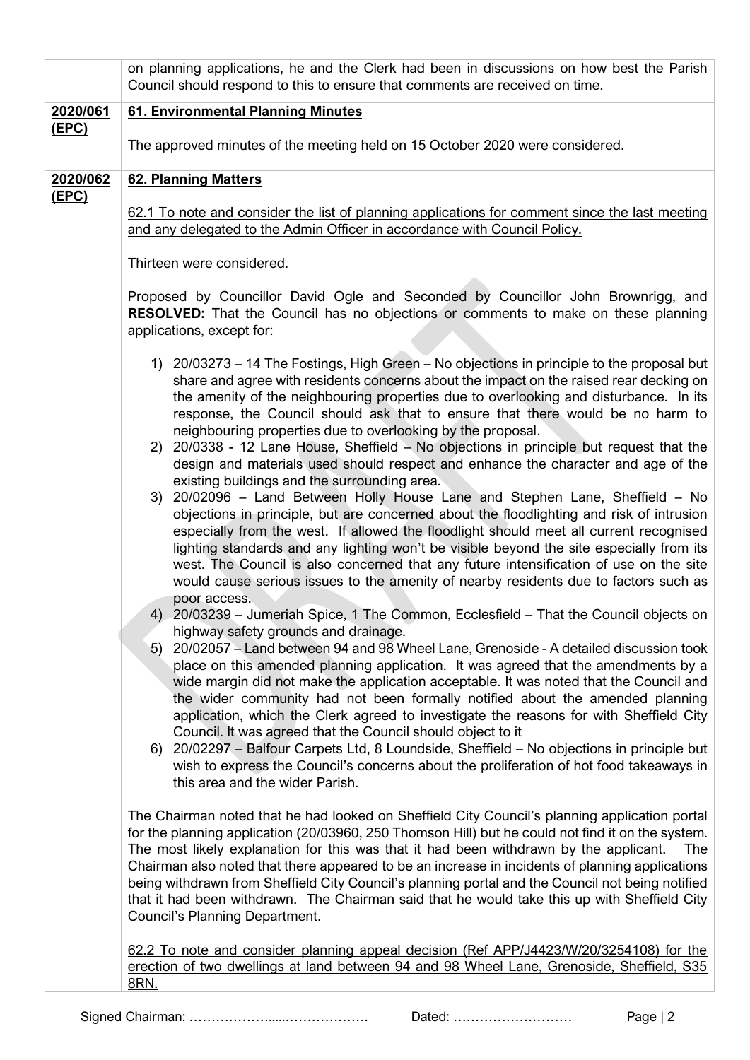| | |
|---|---|
| | on planning applications, he and the Clerk had been in discussions on how best the Parish Council should respond to this to ensure that comments are received on time. |
| **2020/061 (EPC)** | **61. Environmental Planning Minutes**<br><br>The approved minutes of the meeting held on 15 October 2020 were considered. |
| **2020/062 (EPC)** | **62. Planning Matters**<br><br>62.1 To note and consider the list of planning applications for comment since the last meeting and any delegated to the Admin Officer in accordance with Council Policy.<br><br>Thirteen were considered.<br><br>Proposed by Councillor David Ogle and Seconded by Councillor John Brownrigg, and **RESOLVED:** That the Council has no objections or comments to make on these planning applications, except for:<br><br>1) 20/03273 – 14 The Fostings, High Green – No objections in principle to the proposal but share and agree with residents concerns about the impact on the raised rear decking on the amenity of the neighbouring properties due to overlooking and disturbance. In its response, the Council should ask that to ensure that there would be no harm to neighbouring properties due to overlooking by the proposal.<br>2) 20/0338 - 12 Lane House, Sheffield – No objections in principle but request that the design and materials used should respect and enhance the character and age of the existing buildings and the surrounding area.<br>3) 20/02096 – Land Between Holly House Lane and Stephen Lane, Sheffield – No objections in principle, but are concerned about the floodlighting and risk of intrusion especially from the west. If allowed the floodlight should meet all current recognised lighting standards and any lighting won't be visible beyond the site especially from its west. The Council is also concerned that any future intensification of use on the site would cause serious issues to the amenity of nearby residents due to factors such as poor access.<br>4) 20/03239 – Jumeriah Spice, 1 The Common, Ecclesfield – That the Council objects on highway safety grounds and drainage.<br>5) 20/02057 – Land between 94 and 98 Wheel Lane, Grenoside - A detailed discussion took place on this amended planning application. It was agreed that the amendments by a wide margin did not make the application acceptable. It was noted that the Council and the wider community had not been formally notified about the amended planning application, which the Clerk agreed to investigate the reasons for with Sheffield City Council. It was agreed that the Council should object to it<br>6) 20/02297 – Balfour Carpets Ltd, 8 Loundside, Sheffield – No objections in principle but wish to express the Council's concerns about the proliferation of hot food takeaways in this area and the wider Parish.<br><br>The Chairman noted that he had looked on Sheffield City Council's planning application portal for the planning application (20/03960, 250 Thomson Hill) but he could not find it on the system. The most likely explanation for this was that it had been withdrawn by the applicant. The Chairman also noted that there appeared to be an increase in incidents of planning applications being withdrawn from Sheffield City Council's planning portal and the Council not being notified that it had been withdrawn. The Chairman said that he would take this up with Sheffield City Council's Planning Department.<br><br>62.2 To note and consider planning appeal decision (Ref APP/J4423/W/20/3254108) for the erection of two dwellings at land between 94 and 98 Wheel Lane, Grenoside, Sheffield, S35 8RN. |

Signed Chairman: ………………......………………. Dated: ………………………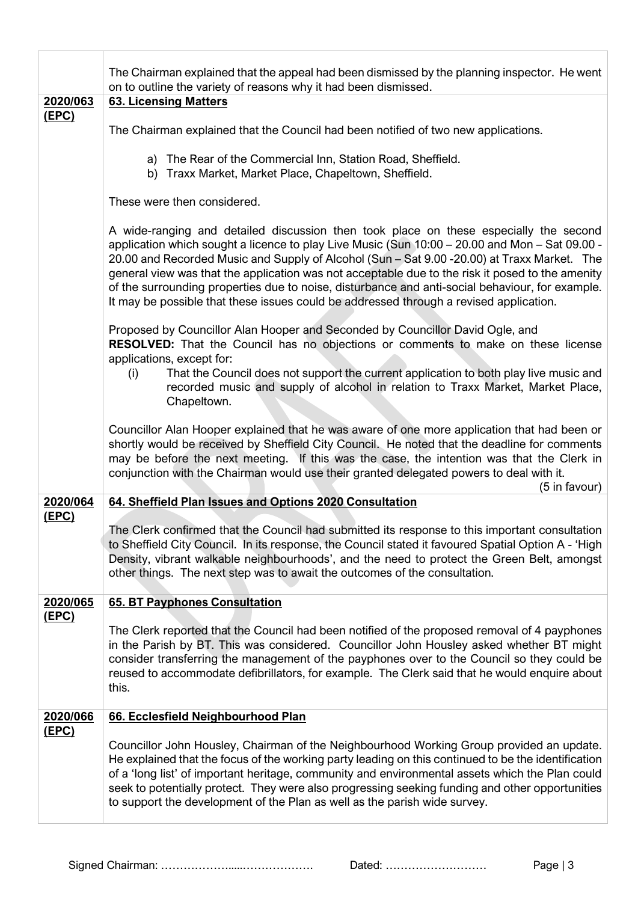| | |
|---|---|
| | The Chairman explained that the appeal had been dismissed by the planning inspector. He went on to outline the variety of reasons why it had been dismissed. |
| **2020/063 (EPC)** | **63. Licensing Matters**<br><br>The Chairman explained that the Council had been notified of two new applications.<br><br>a) The Rear of the Commercial Inn, Station Road, Sheffield.<br>b) Traxx Market, Market Place, Chapeltown, Sheffield.<br><br>These were then considered.<br><br>A wide-ranging and detailed discussion then took place on these especially the second application which sought a licence to play Live Music (Sun 10:00 – 20.00 and Mon – Sat 09.00 - 20.00 and Recorded Music and Supply of Alcohol (Sun – Sat 9.00 -20.00) at Traxx Market. The general view was that the application was not acceptable due to the risk it posed to the amenity of the surrounding properties due to noise, disturbance and anti-social behaviour, for example. It may be possible that these issues could be addressed through a revised application.<br><br>Proposed by Councillor Alan Hooper and Seconded by Councillor David Ogle, and **RESOLVED:** That the Council has no objections or comments to make on these license applications, except for:<br>(i) That the Council does not support the current application to both play live music and recorded music and supply of alcohol in relation to Traxx Market, Market Place, Chapeltown.<br><br>Councillor Alan Hooper explained that he was aware of one more application that had been or shortly would be received by Sheffield City Council. He noted that the deadline for comments may be before the next meeting. If this was the case, the intention was that the Clerk in conjunction with the Chairman would use their granted delegated powers to deal with it.<br>(5 in favour) |
| **2020/064 (EPC)** | **64. Sheffield Plan Issues and Options 2020 Consultation**<br><br>The Clerk confirmed that the Council had submitted its response to this important consultation to Sheffield City Council. In its response, the Council stated it favoured Spatial Option A - 'High Density, vibrant walkable neighbourhoods', and the need to protect the Green Belt, amongst other things. The next step was to await the outcomes of the consultation. |
| **2020/065 (EPC)** | **65. BT Payphones Consultation**<br><br>The Clerk reported that the Council had been notified of the proposed removal of 4 payphones in the Parish by BT. This was considered. Councillor John Housley asked whether BT might consider transferring the management of the payphones over to the Council so they could be reused to accommodate defibrillators, for example. The Clerk said that he would enquire about this. |
| **2020/066 (EPC)** | **66. Ecclesfield Neighbourhood Plan**<br><br>Councillor John Housley, Chairman of the Neighbourhood Working Group provided an update. He explained that the focus of the working party leading on this continued to be the identification of a 'long list' of important heritage, community and environmental assets which the Plan could seek to potentially protect. They were also progressing seeking funding and other opportunities to support the development of the Plan as well as the parish wide survey. |

Signed Chairman: ……………….....………………. Dated: ………………………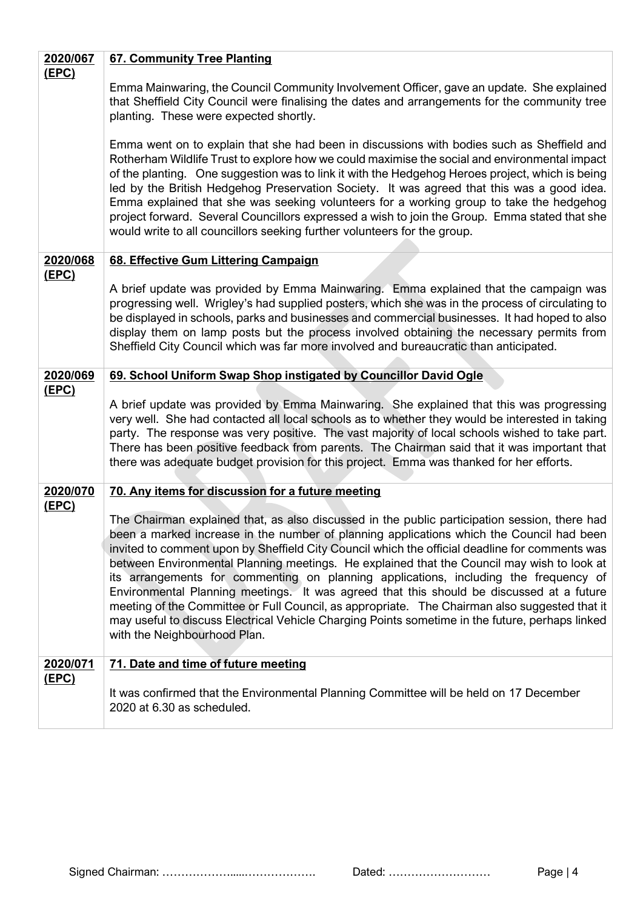| | |
|---|---|
| **2020/067 (EPC)** | **67. Community Tree Planting**<br><br>Emma Mainwaring, the Council Community Involvement Officer, gave an update. She explained that Sheffield City Council were finalising the dates and arrangements for the community tree planting. These were expected shortly.<br><br>Emma went on to explain that she had been in discussions with bodies such as Sheffield and Rotherham Wildlife Trust to explore how we could maximise the social and environmental impact of the planting. One suggestion was to link it with the Hedgehog Heroes project, which is being led by the British Hedgehog Preservation Society. It was agreed that this was a good idea. Emma explained that she was seeking volunteers for a working group to take the hedgehog project forward. Several Councillors expressed a wish to join the Group. Emma stated that she would write to all councillors seeking further volunteers for the group. |
| **2020/068 (EPC)** | **68. Effective Gum Littering Campaign**<br><br>A brief update was provided by Emma Mainwaring. Emma explained that the campaign was progressing well. Wrigley's had supplied posters, which she was in the process of circulating to be displayed in schools, parks and businesses and commercial businesses. It had hoped to also display them on lamp posts but the process involved obtaining the necessary permits from Sheffield City Council which was far more involved and bureaucratic than anticipated. |
| **2020/069 (EPC)** | **69. School Uniform Swap Shop instigated by Councillor David Ogle**<br><br>A brief update was provided by Emma Mainwaring. She explained that this was progressing very well. She had contacted all local schools as to whether they would be interested in taking party. The response was very positive. The vast majority of local schools wished to take part. There has been positive feedback from parents. The Chairman said that it was important that there was adequate budget provision for this project. Emma was thanked for her efforts. |
| **2020/070 (EPC)** | **70. Any items for discussion for a future meeting**<br><br>The Chairman explained that, as also discussed in the public participation session, there had been a marked increase in the number of planning applications which the Council had been invited to comment upon by Sheffield City Council which the official deadline for comments was between Environmental Planning meetings. He explained that the Council may wish to look at its arrangements for commenting on planning applications, including the frequency of Environmental Planning meetings. It was agreed that this should be discussed at a future meeting of the Committee or Full Council, as appropriate. The Chairman also suggested that it may useful to discuss Electrical Vehicle Charging Points sometime in the future, perhaps linked with the Neighbourhood Plan. |
| **2020/071 (EPC)** | **71. Date and time of future meeting**<br><br>It was confirmed that the Environmental Planning Committee will be held on 17 December 2020 at 6.30 as scheduled. |

Signed Chairman: ……………….....………………. Dated: ………………………